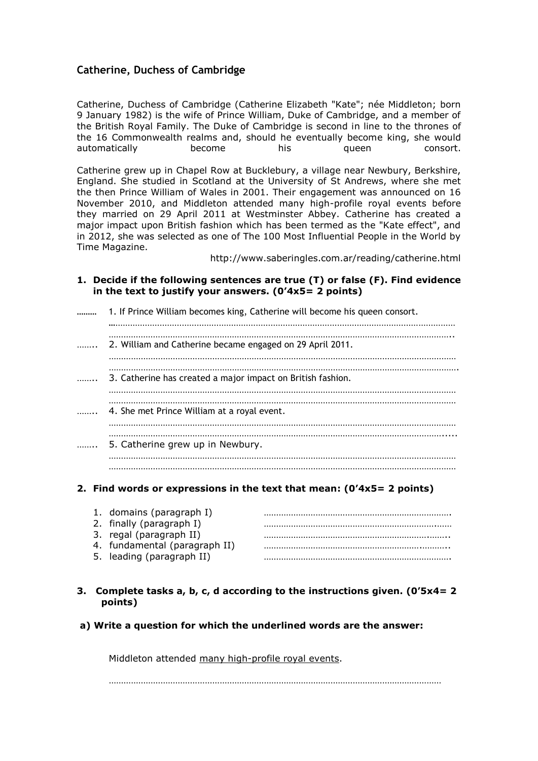## Catherine, Duchess of Cambridge

Catherine, Duchess of Cambridge (Catherine Elizabeth "Kate"; née Middleton; born 9 January 1982) is the wife of Prince William, Duke of Cambridge, and a member of the British Royal Family. The Duke of Cambridge is second in line to the thrones of the 16 Commonwealth realms and, should he eventually become king, she would automatically become his queen consort.

Catherine grew up in Chapel Row at Bucklebury, a village near Newbury, Berkshire, England. She studied in Scotland at the University of St Andrews, where she met the then Prince William of Wales in 2001. Their engagement was announced on 16 November 2010, and Middleton attended many high-profile royal events before they married on 29 April 2011 at Westminster Abbey. Catherine has created a major impact upon British fashion which has been termed as the "Kate effect", and in 2012, she was selected as one of The 100 Most Influential People in the World by Time Magazine.

http://www.saberingles.com.ar/reading/catherine.html

**1. Decide if the following sentences are true (T) or false (F). Find evidence in the text to justify your answers. (0'4x5= 2 points)**

……… 1. If Prince William becomes king, Catherine will become his queen consort.
………………………………………………………………………………………………………
………………………………………………………………………………………………………

…….. 2. William and Catherine became engaged on 29 April 2011.
………………………………………………………………………………………………………
………………………………………………………………………………………………………

…….. 3. Catherine has created a major impact on British fashion.
………………………………………………………………………………………………………
………………………………………………………………………………………………………

…….. 4. She met Prince William at a royal event.
………………………………………………………………………………………………………
………………………………………………………………………………………………………

…….. 5. Catherine grew up in Newbury.
………………………………………………………………………………………………………
………………………………………………………………………………………………………

**2. Find words or expressions in the text that mean: (0'4x5= 2 points)**

1. domains (paragraph I) ……………………………………………………………
2. finally (paragraph I) ……………………………………………………………
3. regal (paragraph II) ……………………………………………………………
4. fundamental (paragraph II) ……………………………………………………………
5. leading (paragraph II) ……………………………………………………………

**3. Complete tasks a, b, c, d according to the instructions given. (0'5x4= 2 points)**

**a) Write a question for which the underlined words are the answer:**

Middleton attended <u>many high-profile royal events</u>.

………………………………………………………………………………………………………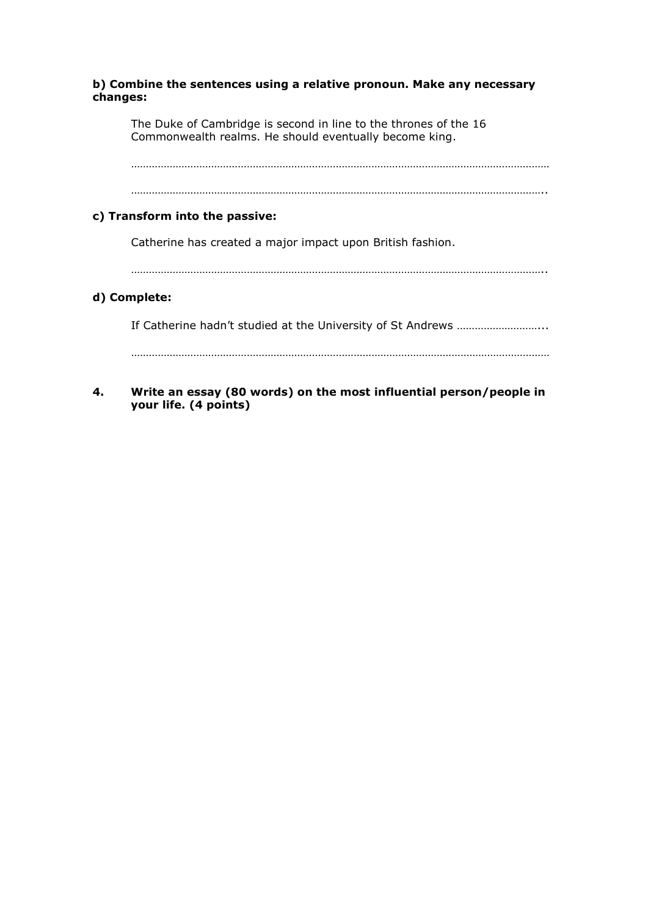**b) Combine the sentences using a relative pronoun. Make any necessary changes:**

The Duke of Cambridge is second in line to the thrones of the 16 Commonwealth realms. He should eventually become king.

………………………………………………………………………………………………………………………………

……………………………………………………………………………………………………………………………..

**c) Transform into the passive:**

Catherine has created a major impact upon British fashion.

……………………………………………………………………………………………………………………………..

**d) Complete:**

If Catherine hadn't studied at the University of St Andrews ………………………...

………………………………………………………………………………………………………………………………

**4. Write an essay (80 words) on the most influential person/people in your life. (4 points)**